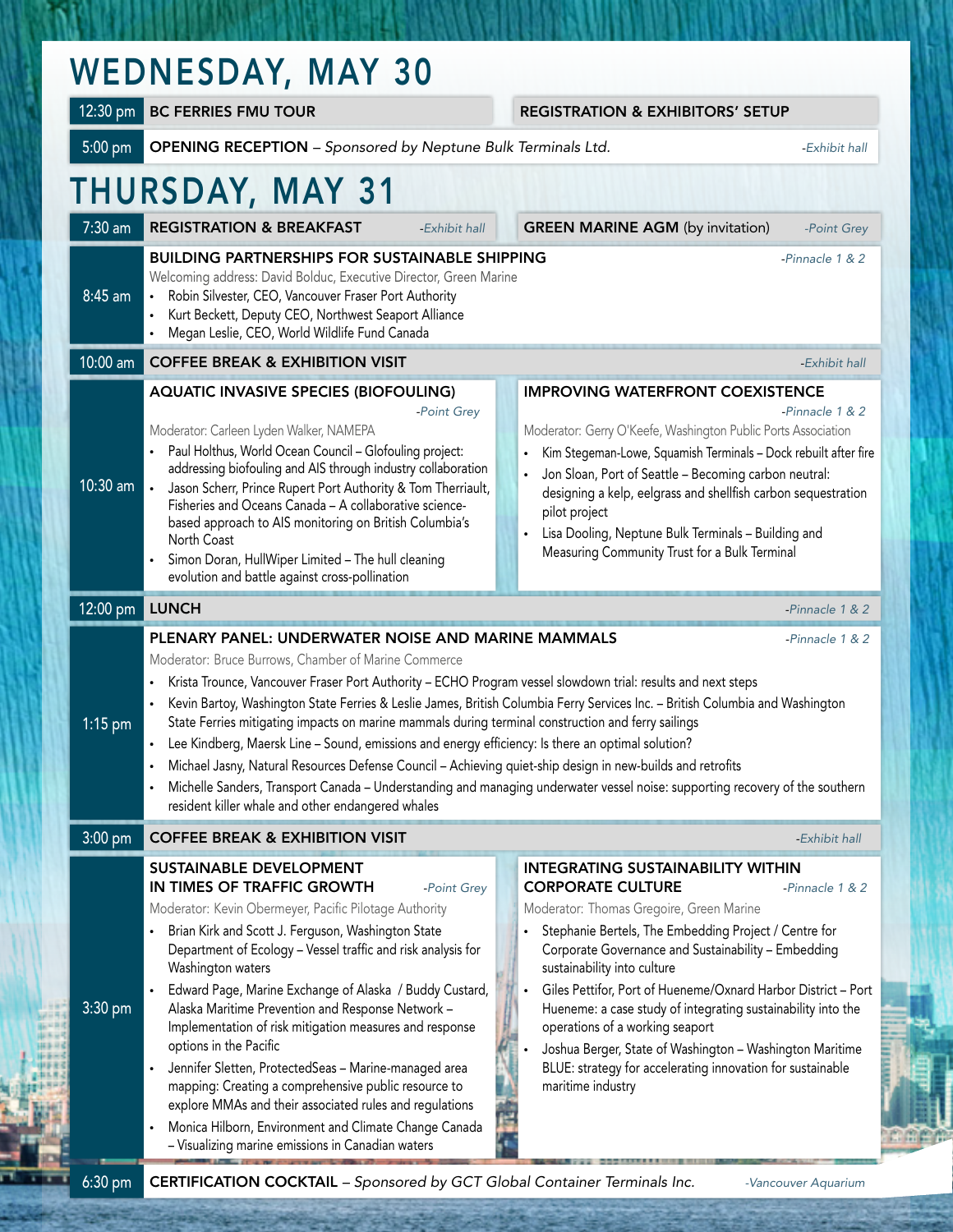# WEDNESDAY, MAY 30

**12:30 pm** — **BC FERRIES FMU TOUR** | **REGISTRATION & EXHIBITORS' SETUP**

**5:00 pm** — **OPENING RECEPTION** – *Sponsored by Neptune Bulk Terminals Ltd.* *-Exhibit hall*

# THURSDAY, MAY 31

**7:30 am** — **REGISTRATION & BREAKFAST** *-Exhibit hall* | **GREEN MARINE AGM** (by invitation) *-Point Grey*

**8:45 am** — **BUILDING PARTNERSHIPS FOR SUSTAINABLE SHIPPING** *-Pinnacle 1 & 2*

Welcoming address: David Bolduc, Executive Director, Green Marine

- Robin Silvester, CEO, Vancouver Fraser Port Authority
- Kurt Beckett, Deputy CEO, Northwest Seaport Alliance
- Megan Leslie, CEO, World Wildlife Fund Canada

**10:00 am** — **COFFEE BREAK & EXHIBITION VISIT** *-Exhibit hall*

**10:30 am**

**AQUATIC INVASIVE SPECIES (BIOFOULING)** *-Point Grey*

Moderator: Carleen Lyden Walker, NAMEPA

- Paul Holthus, World Ocean Council – Glofouling project: addressing biofouling and AIS through industry collaboration
- Jason Scherr, Prince Rupert Port Authority & Tom Therriault, Fisheries and Oceans Canada – A collaborative science-based approach to AIS monitoring on British Columbia's North Coast
- Simon Doran, HullWiper Limited – The hull cleaning evolution and battle against cross-pollination

**IMPROVING WATERFRONT COEXISTENCE** *-Pinnacle 1 & 2*

Moderator: Gerry O'Keefe, Washington Public Ports Association

- Kim Stegeman-Lowe, Squamish Terminals – Dock rebuilt after fire
- Jon Sloan, Port of Seattle – Becoming carbon neutral: designing a kelp, eelgrass and shellfish carbon sequestration pilot project
- Lisa Dooling, Neptune Bulk Terminals – Building and Measuring Community Trust for a Bulk Terminal

**12:00 pm** — **LUNCH** *-Pinnacle 1 & 2*

**1:15 pm** — **PLENARY PANEL: UNDERWATER NOISE AND MARINE MAMMALS** *-Pinnacle 1 & 2*

Moderator: Bruce Burrows, Chamber of Marine Commerce

- Krista Trounce, Vancouver Fraser Port Authority – ECHO Program vessel slowdown trial: results and next steps
- Kevin Bartoy, Washington State Ferries & Leslie James, British Columbia Ferry Services Inc. – British Columbia and Washington State Ferries mitigating impacts on marine mammals during terminal construction and ferry sailings
- Lee Kindberg, Maersk Line – Sound, emissions and energy efficiency: Is there an optimal solution?
- Michael Jasny, Natural Resources Defense Council – Achieving quiet-ship design in new-builds and retrofits
- Michelle Sanders, Transport Canada – Understanding and managing underwater vessel noise: supporting recovery of the southern resident killer whale and other endangered whales

**3:00 pm** — **COFFEE BREAK & EXHIBITION VISIT** *-Exhibit hall*

**3:30 pm**

**SUSTAINABLE DEVELOPMENT IN TIMES OF TRAFFIC GROWTH** *-Point Grey*

Moderator: Kevin Obermeyer, Pacific Pilotage Authority

- Brian Kirk and Scott J. Ferguson, Washington State Department of Ecology – Vessel traffic and risk analysis for Washington waters
- Edward Page, Marine Exchange of Alaska / Buddy Custard, Alaska Maritime Prevention and Response Network – Implementation of risk mitigation measures and response options in the Pacific
- Jennifer Sletten, ProtectedSeas – Marine-managed area mapping: Creating a comprehensive public resource to explore MMAs and their associated rules and regulations
- Monica Hilborn, Environment and Climate Change Canada – Visualizing marine emissions in Canadian waters

**INTEGRATING SUSTAINABILITY WITHIN CORPORATE CULTURE** *-Pinnacle 1 & 2*

Moderator: Thomas Gregoire, Green Marine

- Stephanie Bertels, The Embedding Project / Centre for Corporate Governance and Sustainability – Embedding sustainability into culture
- Giles Pettifor, Port of Hueneme/Oxnard Harbor District – Port Hueneme: a case study of integrating sustainability into the operations of a working seaport
- Joshua Berger, State of Washington – Washington Maritime BLUE: strategy for accelerating innovation for sustainable maritime industry

**6:30 pm** — **CERTIFICATION COCKTAIL** – *Sponsored by GCT Global Container Terminals Inc.* *-Vancouver Aquarium*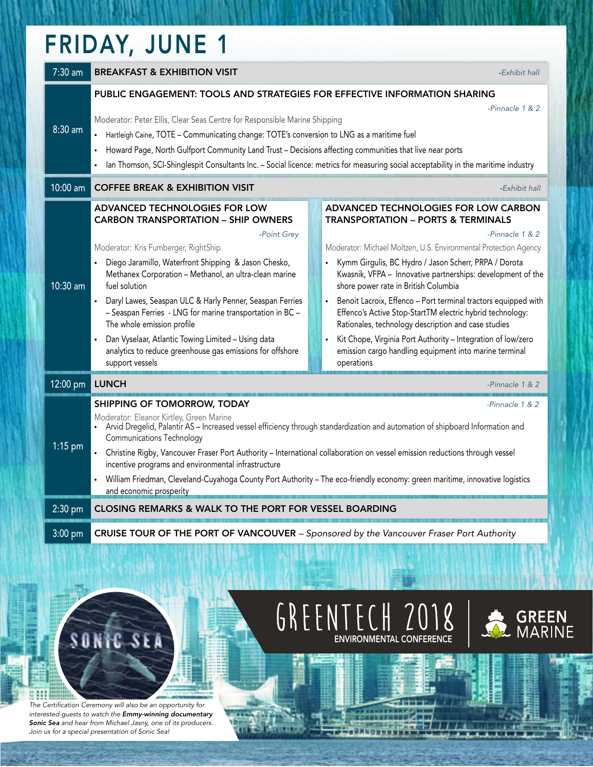# FRIDAY, JUNE 1

**7:30 am — BREAKFAST & EXHIBITION VISIT** *-Exhibit hall*

**8:30 am — PUBLIC ENGAGEMENT: TOOLS AND STRATEGIES FOR EFFECTIVE INFORMATION SHARING** *-Pinnacle 1 & 2*

Moderator: Peter Ellis, Clear Seas Centre for Responsible Marine Shipping

- Hartleigh Caine, TOTE – Communicating change: TOTE's conversion to LNG as a maritime fuel
- Howard Page, North Gulfport Community Land Trust – Decisions affecting communities that live near ports
- Ian Thomson, SCI-Shinglespit Consultants Inc. – Social licence: metrics for measuring social acceptability in the maritime industry

**10:00 am — COFFEE BREAK & EXHIBITION VISIT** *-Exhibit hall*

**10:30 am**

**ADVANCED TECHNOLOGIES FOR LOW CARBON TRANSPORTATION – SHIP OWNERS** *-Point Grey*

Moderator: Kris Fumberger, RightShip

- Diego Jaramillo, Waterfront Shipping & Jason Chesko, Methanex Corporation – Methanol, an ultra-clean marine fuel solution
- Daryl Lawes, Seaspan ULC & Harly Penner, Seaspan Ferries – Seaspan Ferries - LNG for marine transportation in BC – The whole emission profile
- Dan Vyselaar, Atlantic Towing Limited – Using data analytics to reduce greenhouse gas emissions for offshore support vessels

**ADVANCED TECHNOLOGIES FOR LOW CARBON TRANSPORTATION – PORTS & TERMINALS** *-Pinnacle 1 & 2*

Moderator: Michael Moltzen, U.S. Environmental Protection Agency

- Kymm Girgulis, BC Hydro / Jason Scherr, PRPA / Dorota Kwasnik, VFPA – Innovative partnerships: development of the shore power rate in British Columbia
- Benoit Lacroix, Effenco – Port terminal tractors equipped with Effenco's Active Stop-StartTM electric hybrid technology: Rationales, technology description and case studies
- Kit Chope, Virginia Port Authority – Integration of low/zero emission cargo handling equipment into marine terminal operations

**12:00 pm — LUNCH** *-Pinnacle 1 & 2*

**1:15 pm — SHIPPING OF TOMORROW, TODAY** *-Pinnacle 1 & 2*

Moderator: Eleanor Kirtley, Green Marine

- Arvid Dregelid, Palantir AS – Increased vessel efficiency through standardization and automation of shipboard Information and Communications Technology
- Christine Rigby, Vancouver Fraser Port Authority – International collaboration on vessel emission reductions through vessel incentive programs and environmental infrastructure
- William Friedman, Cleveland-Cuyahoga County Port Authority – The eco-friendly economy: green maritime, innovative logistics and economic prosperity

**2:30 pm — CLOSING REMARKS & WALK TO THE PORT FOR VESSEL BOARDING**

**3:00 pm — CRUISE TOUR OF THE PORT OF VANCOUVER** – *Sponsored by the Vancouver Fraser Port Authority*

SONIC SEA

*The Certification Ceremony will also be an opportunity for interested guests to watch the* ***Emmy-winning documentary Sonic Sea*** *and hear from Michael Jasny, one of its producers. Join us for a special presentation of Sonic Sea!*

GREENTECH 2018
ENVIRONMENTAL CONFERENCE

GREEN MARINE